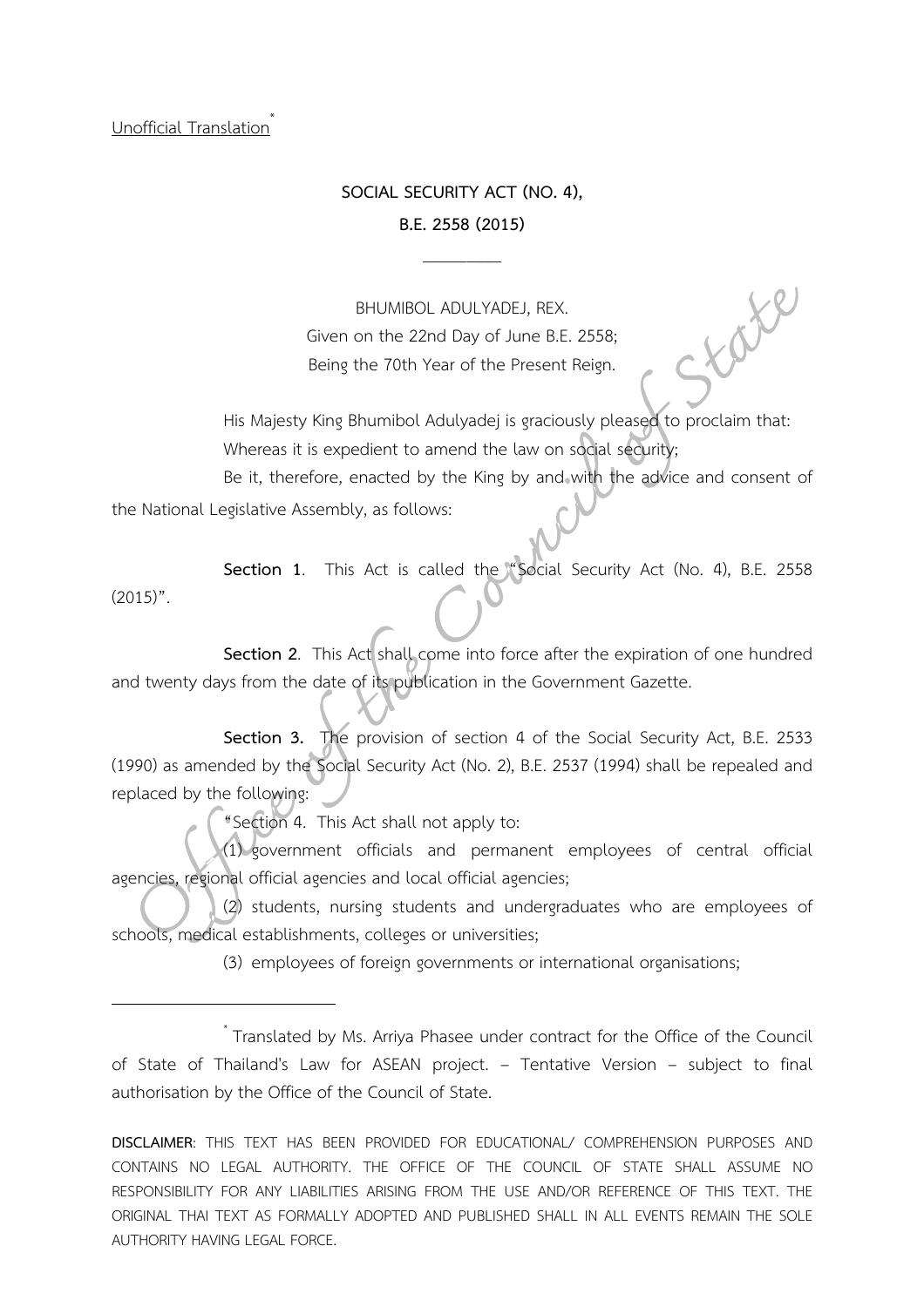Unofficial Translation[*]

**SOCIAL SECURITY ACT (NO. 4),**

**B.E. 2558 (2015)**

---

BHUMIBOL ADULYADEJ, REX.

Given on the 22nd Day of June B.E. 2558;

Being the 70th Year of the Present Reign.

His Majesty King Bhumibol Adulyadej is graciously pleased to proclaim that:

Whereas it is expedient to amend the law on social security;

Be it, therefore, enacted by the King by and with the advice and consent of the National Legislative Assembly, as follows:

**Section 1**. This Act is called the "Social Security Act (No. 4), B.E. 2558 (2015)".

**Section 2**. This Act shall come into force after the expiration of one hundred and twenty days from the date of its publication in the Government Gazette.

**Section 3.** The provision of section 4 of the Social Security Act, B.E. 2533 (1990) as amended by the Social Security Act (No. 2), B.E. 2537 (1994) shall be repealed and replaced by the following:

"Section 4. This Act shall not apply to:

(1) government officials and permanent employees of central official agencies, regional official agencies and local official agencies;

(2) students, nursing students and undergraduates who are employees of schools, medical establishments, colleges or universities;

(3) employees of foreign governments or international organisations;

---

[*] Translated by Ms. Arriya Phasee under contract for the Office of the Council of State of Thailand's Law for ASEAN project. – Tentative Version – subject to final authorisation by the Office of the Council of State.

**DISCLAIMER**: THIS TEXT HAS BEEN PROVIDED FOR EDUCATIONAL/ COMPREHENSION PURPOSES AND CONTAINS NO LEGAL AUTHORITY. THE OFFICE OF THE COUNCIL OF STATE SHALL ASSUME NO RESPONSIBILITY FOR ANY LIABILITIES ARISING FROM THE USE AND/OR REFERENCE OF THIS TEXT. THE ORIGINAL THAI TEXT AS FORMALLY ADOPTED AND PUBLISHED SHALL IN ALL EVENTS REMAIN THE SOLE AUTHORITY HAVING LEGAL FORCE.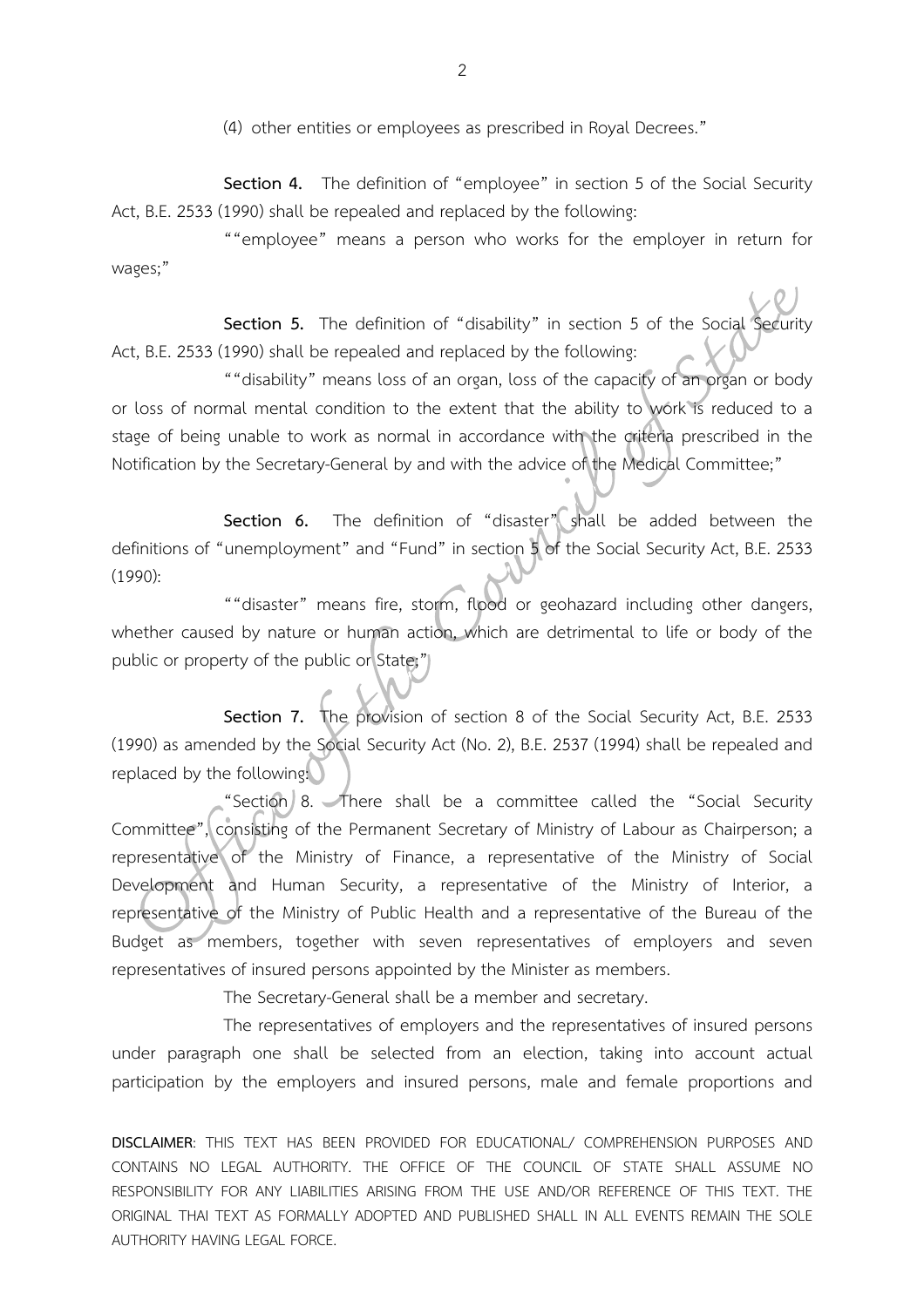(4) other entities or employees as prescribed in Royal Decrees."

**Section 4.** The definition of "employee" in section 5 of the Social Security Act, B.E. 2533 (1990) shall be repealed and replaced by the following:

""employee" means a person who works for the employer in return for wages;"

**Section 5.** The definition of "disability" in section 5 of the Social Security Act, B.E. 2533 (1990) shall be repealed and replaced by the following:

""disability" means loss of an organ, loss of the capacity of an organ or body or loss of normal mental condition to the extent that the ability to work is reduced to a stage of being unable to work as normal in accordance with the criteria prescribed in the Notification by the Secretary-General by and with the advice of the Medical Committee;"

**Section 6.** The definition of "disaster" shall be added between the definitions of "unemployment" and "Fund" in section 5 of the Social Security Act, B.E. 2533 (1990):

""disaster" means fire, storm, flood or geohazard including other dangers, whether caused by nature or human action, which are detrimental to life or body of the public or property of the public or State;"

**Section 7.** The provision of section 8 of the Social Security Act, B.E. 2533 (1990) as amended by the Social Security Act (No. 2), B.E. 2537 (1994) shall be repealed and replaced by the following:

"Section 8. There shall be a committee called the "Social Security Committee", consisting of the Permanent Secretary of Ministry of Labour as Chairperson; a representative of the Ministry of Finance, a representative of the Ministry of Social Development and Human Security, a representative of the Ministry of Interior, a representative of the Ministry of Public Health and a representative of the Bureau of the Budget as members, together with seven representatives of employers and seven representatives of insured persons appointed by the Minister as members.

The Secretary-General shall be a member and secretary.

The representatives of employers and the representatives of insured persons under paragraph one shall be selected from an election, taking into account actual participation by the employers and insured persons, male and female proportions and

**DISCLAIMER**: THIS TEXT HAS BEEN PROVIDED FOR EDUCATIONAL/ COMPREHENSION PURPOSES AND CONTAINS NO LEGAL AUTHORITY. THE OFFICE OF THE COUNCIL OF STATE SHALL ASSUME NO RESPONSIBILITY FOR ANY LIABILITIES ARISING FROM THE USE AND/OR REFERENCE OF THIS TEXT. THE ORIGINAL THAI TEXT AS FORMALLY ADOPTED AND PUBLISHED SHALL IN ALL EVENTS REMAIN THE SOLE AUTHORITY HAVING LEGAL FORCE.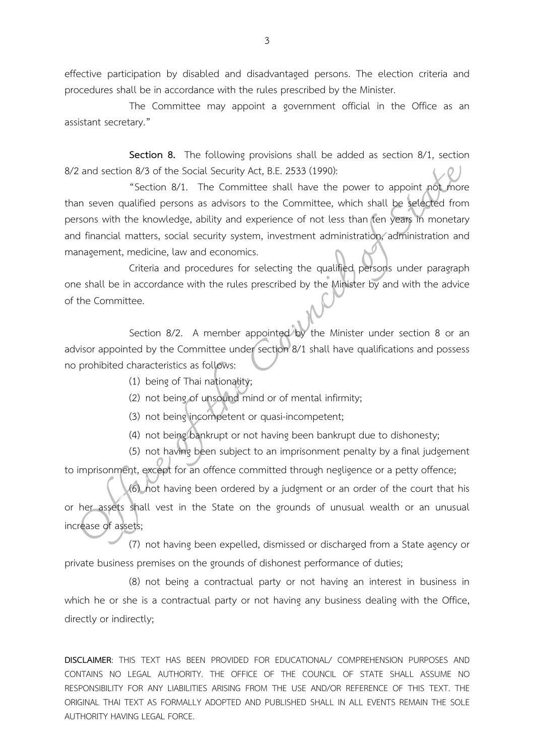effective participation by disabled and disadvantaged persons. The election criteria and procedures shall be in accordance with the rules prescribed by the Minister.

The Committee may appoint a government official in the Office as an assistant secretary."

**Section 8.** The following provisions shall be added as section 8/1, section 8/2 and section 8/3 of the Social Security Act, B.E. 2533 (1990):

"Section 8/1. The Committee shall have the power to appoint not more than seven qualified persons as advisors to the Committee, which shall be selected from persons with the knowledge, ability and experience of not less than ten years in monetary and financial matters, social security system, investment administration, administration and management, medicine, law and economics.

Criteria and procedures for selecting the qualified persons under paragraph one shall be in accordance with the rules prescribed by the Minister by and with the advice of the Committee.

Section 8/2. A member appointed by the Minister under section 8 or an advisor appointed by the Committee under section 8/1 shall have qualifications and possess no prohibited characteristics as follows:

(1) being of Thai nationality;

(2) not being of unsound mind or of mental infirmity;

(3) not being incompetent or quasi-incompetent;

(4) not being bankrupt or not having been bankrupt due to dishonesty;

(5) not having been subject to an imprisonment penalty by a final judgement to imprisonment, except for an offence committed through negligence or a petty offence;

(6) not having been ordered by a judgment or an order of the court that his or her assets shall vest in the State on the grounds of unusual wealth or an unusual increase of assets;

(7) not having been expelled, dismissed or discharged from a State agency or private business premises on the grounds of dishonest performance of duties;

(8) not being a contractual party or not having an interest in business in which he or she is a contractual party or not having any business dealing with the Office, directly or indirectly;

**DISCLAIMER**: THIS TEXT HAS BEEN PROVIDED FOR EDUCATIONAL/ COMPREHENSION PURPOSES AND CONTAINS NO LEGAL AUTHORITY. THE OFFICE OF THE COUNCIL OF STATE SHALL ASSUME NO RESPONSIBILITY FOR ANY LIABILITIES ARISING FROM THE USE AND/OR REFERENCE OF THIS TEXT. THE ORIGINAL THAI TEXT AS FORMALLY ADOPTED AND PUBLISHED SHALL IN ALL EVENTS REMAIN THE SOLE AUTHORITY HAVING LEGAL FORCE.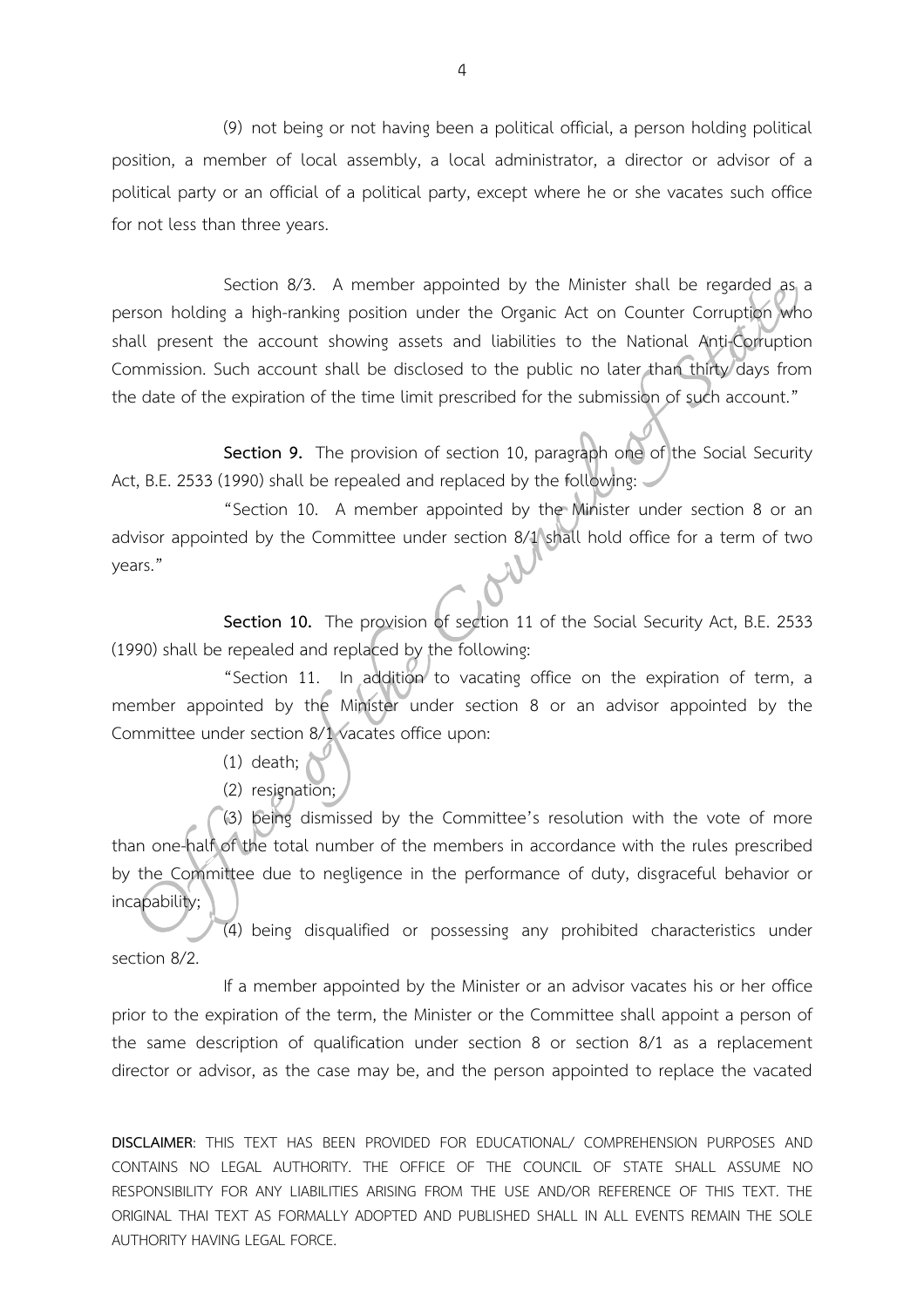(9) not being or not having been a political official, a person holding political position, a member of local assembly, a local administrator, a director or advisor of a political party or an official of a political party, except where he or she vacates such office for not less than three years.

Section 8/3. A member appointed by the Minister shall be regarded as a person holding a high-ranking position under the Organic Act on Counter Corruption who shall present the account showing assets and liabilities to the National Anti-Corruption Commission. Such account shall be disclosed to the public no later than thirty days from the date of the expiration of the time limit prescribed for the submission of such account."

**Section 9.** The provision of section 10, paragraph one of the Social Security Act, B.E. 2533 (1990) shall be repealed and replaced by the following:

"Section 10. A member appointed by the Minister under section 8 or an advisor appointed by the Committee under section 8/1 shall hold office for a term of two years."

**Section 10.** The provision of section 11 of the Social Security Act, B.E. 2533 (1990) shall be repealed and replaced by the following:

"Section 11. In addition to vacating office on the expiration of term, a member appointed by the Minister under section 8 or an advisor appointed by the Committee under section 8/1 vacates office upon:

(1) death;

(2) resignation;

(3) being dismissed by the Committee's resolution with the vote of more than one-half of the total number of the members in accordance with the rules prescribed by the Committee due to negligence in the performance of duty, disgraceful behavior or incapability;

(4) being disqualified or possessing any prohibited characteristics under section 8/2.

If a member appointed by the Minister or an advisor vacates his or her office prior to the expiration of the term, the Minister or the Committee shall appoint a person of the same description of qualification under section 8 or section 8/1 as a replacement director or advisor, as the case may be, and the person appointed to replace the vacated

**DISCLAIMER**: THIS TEXT HAS BEEN PROVIDED FOR EDUCATIONAL/ COMPREHENSION PURPOSES AND CONTAINS NO LEGAL AUTHORITY. THE OFFICE OF THE COUNCIL OF STATE SHALL ASSUME NO RESPONSIBILITY FOR ANY LIABILITIES ARISING FROM THE USE AND/OR REFERENCE OF THIS TEXT. THE ORIGINAL THAI TEXT AS FORMALLY ADOPTED AND PUBLISHED SHALL IN ALL EVENTS REMAIN THE SOLE AUTHORITY HAVING LEGAL FORCE.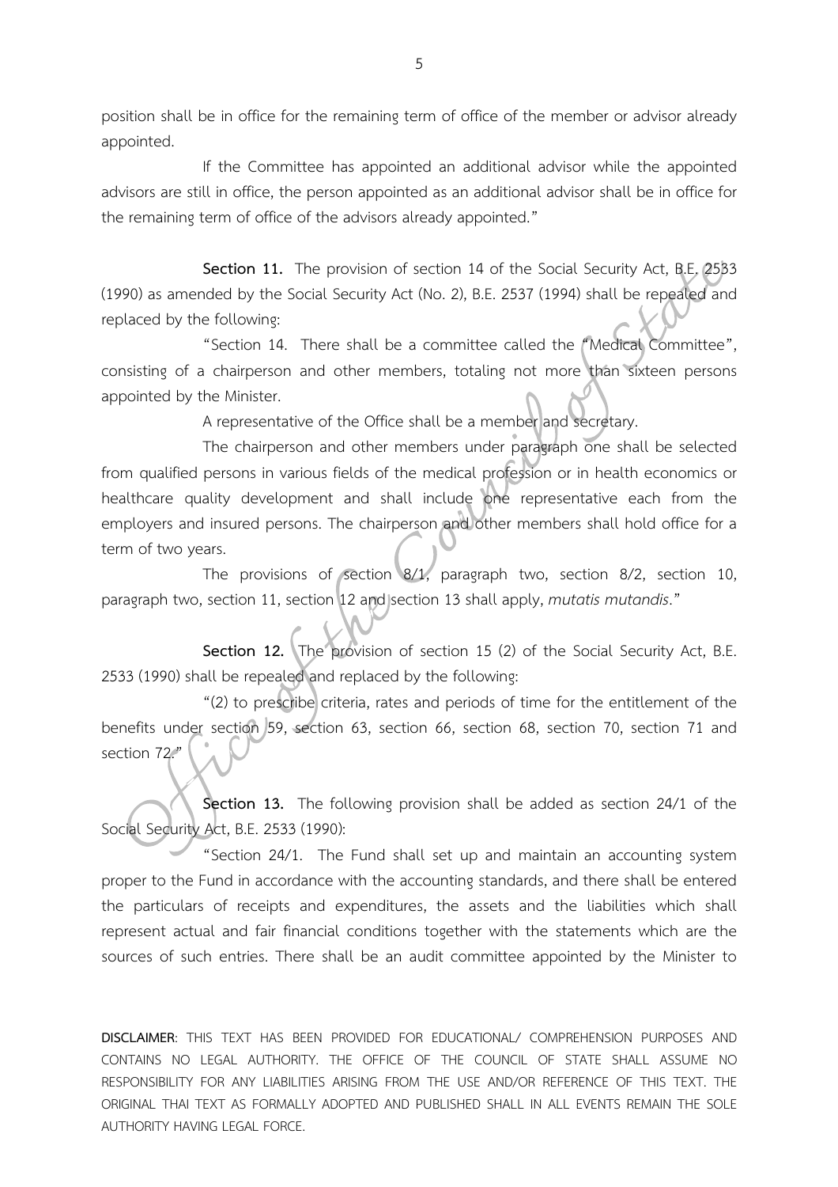position shall be in office for the remaining term of office of the member or advisor already appointed.

If the Committee has appointed an additional advisor while the appointed advisors are still in office, the person appointed as an additional advisor shall be in office for the remaining term of office of the advisors already appointed."

**Section 11.** The provision of section 14 of the Social Security Act, B.E. 2533 (1990) as amended by the Social Security Act (No. 2), B.E. 2537 (1994) shall be repealed and replaced by the following:

"Section 14. There shall be a committee called the "Medical Committee", consisting of a chairperson and other members, totaling not more than sixteen persons appointed by the Minister.

A representative of the Office shall be a member and secretary.

The chairperson and other members under paragraph one shall be selected from qualified persons in various fields of the medical profession or in health economics or healthcare quality development and shall include one representative each from the employers and insured persons. The chairperson and other members shall hold office for a term of two years.

The provisions of section 8/1, paragraph two, section 8/2, section 10, paragraph two, section 11, section 12 and section 13 shall apply, *mutatis mutandis*."

**Section 12.** The provision of section 15 (2) of the Social Security Act, B.E. 2533 (1990) shall be repealed and replaced by the following:

"(2) to prescribe criteria, rates and periods of time for the entitlement of the benefits under section 59, section 63, section 66, section 68, section 70, section 71 and section 72."

**Section 13.** The following provision shall be added as section 24/1 of the Social Security Act, B.E. 2533 (1990):

"Section 24/1. The Fund shall set up and maintain an accounting system proper to the Fund in accordance with the accounting standards, and there shall be entered the particulars of receipts and expenditures, the assets and the liabilities which shall represent actual and fair financial conditions together with the statements which are the sources of such entries. There shall be an audit committee appointed by the Minister to

**DISCLAIMER**: THIS TEXT HAS BEEN PROVIDED FOR EDUCATIONAL/ COMPREHENSION PURPOSES AND CONTAINS NO LEGAL AUTHORITY. THE OFFICE OF THE COUNCIL OF STATE SHALL ASSUME NO RESPONSIBILITY FOR ANY LIABILITIES ARISING FROM THE USE AND/OR REFERENCE OF THIS TEXT. THE ORIGINAL THAI TEXT AS FORMALLY ADOPTED AND PUBLISHED SHALL IN ALL EVENTS REMAIN THE SOLE AUTHORITY HAVING LEGAL FORCE.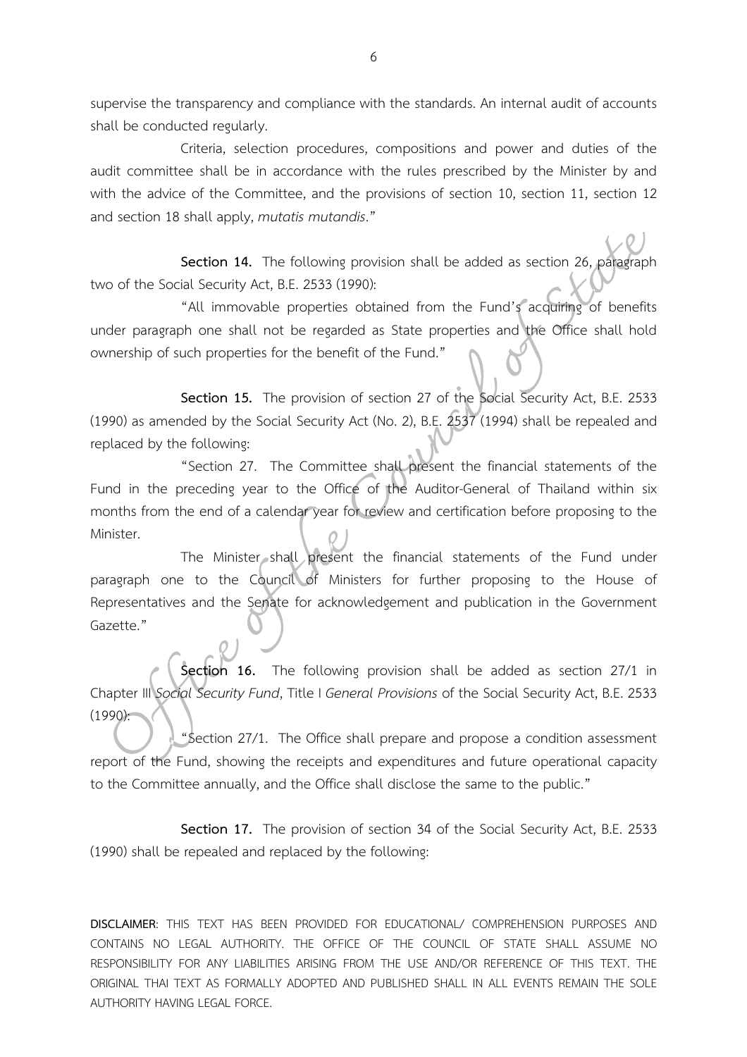supervise the transparency and compliance with the standards. An internal audit of accounts shall be conducted regularly.

Criteria, selection procedures, compositions and power and duties of the audit committee shall be in accordance with the rules prescribed by the Minister by and with the advice of the Committee, and the provisions of section 10, section 11, section 12 and section 18 shall apply, *mutatis mutandis*."

**Section 14.** The following provision shall be added as section 26, paragraph two of the Social Security Act, B.E. 2533 (1990):

"All immovable properties obtained from the Fund's acquiring of benefits under paragraph one shall not be regarded as State properties and the Office shall hold ownership of such properties for the benefit of the Fund."

**Section 15.** The provision of section 27 of the Social Security Act, B.E. 2533 (1990) as amended by the Social Security Act (No. 2), B.E. 2537 (1994) shall be repealed and replaced by the following:

"Section 27. The Committee shall present the financial statements of the Fund in the preceding year to the Office of the Auditor-General of Thailand within six months from the end of a calendar year for review and certification before proposing to the Minister.

The Minister shall present the financial statements of the Fund under paragraph one to the Council of Ministers for further proposing to the House of Representatives and the Senate for acknowledgement and publication in the Government Gazette."

**Section 16.** The following provision shall be added as section 27/1 in Chapter III *Social Security Fund*, Title I *General Provisions* of the Social Security Act, B.E. 2533 (1990):

"Section 27/1. The Office shall prepare and propose a condition assessment report of the Fund, showing the receipts and expenditures and future operational capacity to the Committee annually, and the Office shall disclose the same to the public."

**Section 17.** The provision of section 34 of the Social Security Act, B.E. 2533 (1990) shall be repealed and replaced by the following:

**DISCLAIMER**: THIS TEXT HAS BEEN PROVIDED FOR EDUCATIONAL/ COMPREHENSION PURPOSES AND CONTAINS NO LEGAL AUTHORITY. THE OFFICE OF THE COUNCIL OF STATE SHALL ASSUME NO RESPONSIBILITY FOR ANY LIABILITIES ARISING FROM THE USE AND/OR REFERENCE OF THIS TEXT. THE ORIGINAL THAI TEXT AS FORMALLY ADOPTED AND PUBLISHED SHALL IN ALL EVENTS REMAIN THE SOLE AUTHORITY HAVING LEGAL FORCE.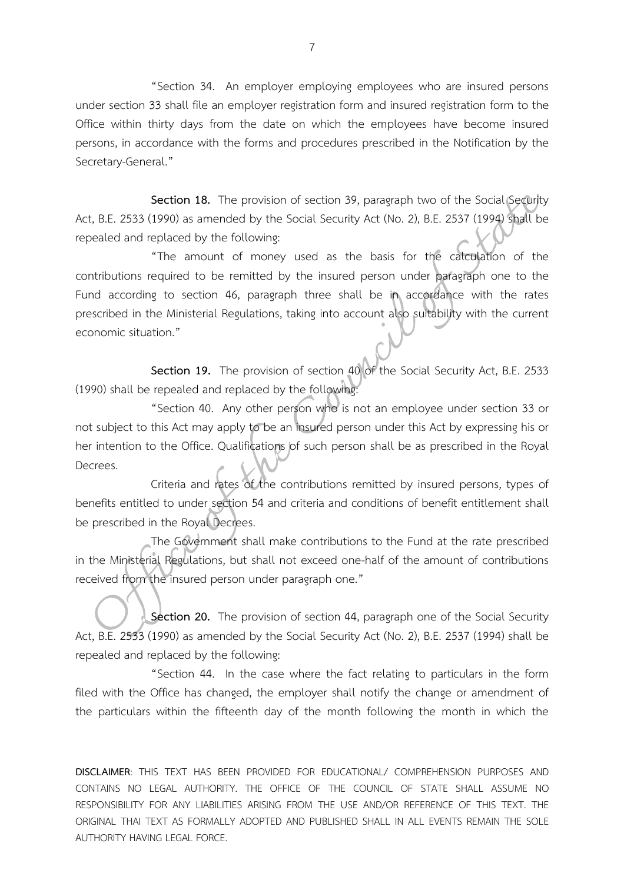"Section 34. An employer employing employees who are insured persons under section 33 shall file an employer registration form and insured registration form to the Office within thirty days from the date on which the employees have become insured persons, in accordance with the forms and procedures prescribed in the Notification by the Secretary-General."

**Section 18.** The provision of section 39, paragraph two of the Social Security Act, B.E. 2533 (1990) as amended by the Social Security Act (No. 2), B.E. 2537 (1994) shall be repealed and replaced by the following:

"The amount of money used as the basis for the calculation of the contributions required to be remitted by the insured person under paragraph one to the Fund according to section 46, paragraph three shall be in accordance with the rates prescribed in the Ministerial Regulations, taking into account also suitability with the current economic situation."

**Section 19.** The provision of section 40 of the Social Security Act, B.E. 2533 (1990) shall be repealed and replaced by the following:

"Section 40. Any other person who is not an employee under section 33 or not subject to this Act may apply to be an insured person under this Act by expressing his or her intention to the Office. Qualifications of such person shall be as prescribed in the Royal Decrees.

Criteria and rates of the contributions remitted by insured persons, types of benefits entitled to under section 54 and criteria and conditions of benefit entitlement shall be prescribed in the Royal Decrees.

The Government shall make contributions to the Fund at the rate prescribed in the Ministerial Regulations, but shall not exceed one-half of the amount of contributions received from the insured person under paragraph one."

**Section 20.** The provision of section 44, paragraph one of the Social Security Act, B.E. 2533 (1990) as amended by the Social Security Act (No. 2), B.E. 2537 (1994) shall be repealed and replaced by the following:

"Section 44. In the case where the fact relating to particulars in the form filed with the Office has changed, the employer shall notify the change or amendment of the particulars within the fifteenth day of the month following the month in which the

**DISCLAIMER**: THIS TEXT HAS BEEN PROVIDED FOR EDUCATIONAL/ COMPREHENSION PURPOSES AND CONTAINS NO LEGAL AUTHORITY. THE OFFICE OF THE COUNCIL OF STATE SHALL ASSUME NO RESPONSIBILITY FOR ANY LIABILITIES ARISING FROM THE USE AND/OR REFERENCE OF THIS TEXT. THE ORIGINAL THAI TEXT AS FORMALLY ADOPTED AND PUBLISHED SHALL IN ALL EVENTS REMAIN THE SOLE AUTHORITY HAVING LEGAL FORCE.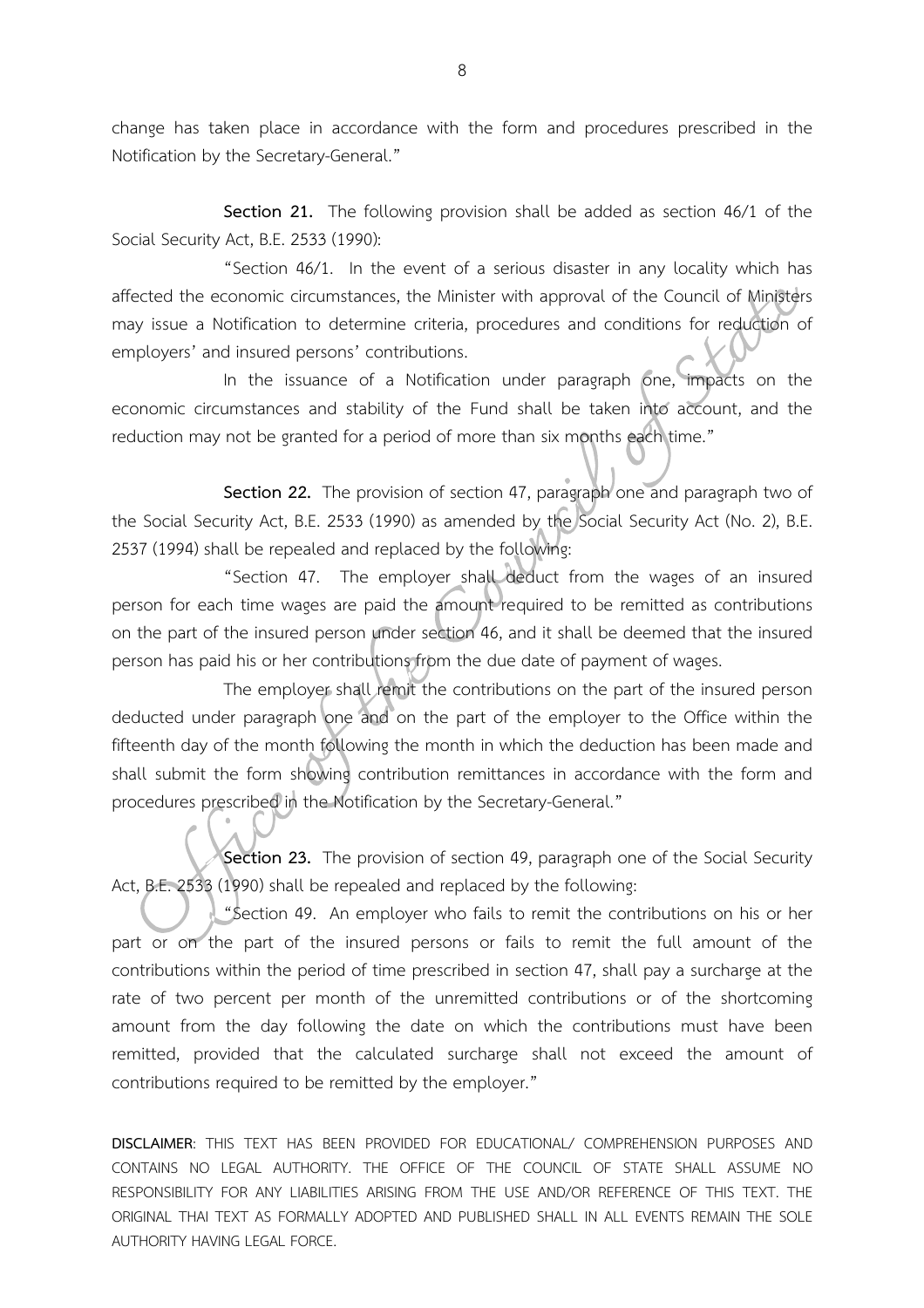change has taken place in accordance with the form and procedures prescribed in the Notification by the Secretary-General."

**Section 21.** The following provision shall be added as section 46/1 of the Social Security Act, B.E. 2533 (1990):

"Section 46/1. In the event of a serious disaster in any locality which has affected the economic circumstances, the Minister with approval of the Council of Ministers may issue a Notification to determine criteria, procedures and conditions for reduction of employers' and insured persons' contributions.

In the issuance of a Notification under paragraph one, impacts on the economic circumstances and stability of the Fund shall be taken into account, and the reduction may not be granted for a period of more than six months each time."

**Section 22.** The provision of section 47, paragraph one and paragraph two of the Social Security Act, B.E. 2533 (1990) as amended by the Social Security Act (No. 2), B.E. 2537 (1994) shall be repealed and replaced by the following:

"Section 47. The employer shall deduct from the wages of an insured person for each time wages are paid the amount required to be remitted as contributions on the part of the insured person under section 46, and it shall be deemed that the insured person has paid his or her contributions from the due date of payment of wages.

The employer shall remit the contributions on the part of the insured person deducted under paragraph one and on the part of the employer to the Office within the fifteenth day of the month following the month in which the deduction has been made and shall submit the form showing contribution remittances in accordance with the form and procedures prescribed in the Notification by the Secretary-General."

**Section 23.** The provision of section 49, paragraph one of the Social Security Act, B.E. 2533 (1990) shall be repealed and replaced by the following:

"Section 49. An employer who fails to remit the contributions on his or her part or on the part of the insured persons or fails to remit the full amount of the contributions within the period of time prescribed in section 47, shall pay a surcharge at the rate of two percent per month of the unremitted contributions or of the shortcoming amount from the day following the date on which the contributions must have been remitted, provided that the calculated surcharge shall not exceed the amount of contributions required to be remitted by the employer."

**DISCLAIMER**: THIS TEXT HAS BEEN PROVIDED FOR EDUCATIONAL/ COMPREHENSION PURPOSES AND CONTAINS NO LEGAL AUTHORITY. THE OFFICE OF THE COUNCIL OF STATE SHALL ASSUME NO RESPONSIBILITY FOR ANY LIABILITIES ARISING FROM THE USE AND/OR REFERENCE OF THIS TEXT. THE ORIGINAL THAI TEXT AS FORMALLY ADOPTED AND PUBLISHED SHALL IN ALL EVENTS REMAIN THE SOLE AUTHORITY HAVING LEGAL FORCE.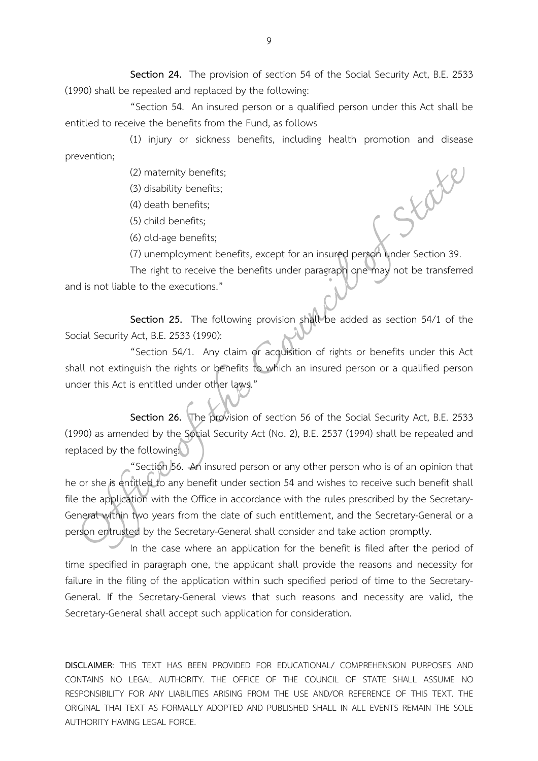**Section 24.** The provision of section 54 of the Social Security Act, B.E. 2533 (1990) shall be repealed and replaced by the following:

"Section 54. An insured person or a qualified person under this Act shall be entitled to receive the benefits from the Fund, as follows

(1) injury or sickness benefits, including health promotion and disease prevention;

(2) maternity benefits;

(3) disability benefits;

(4) death benefits;

(5) child benefits;

(6) old-age benefits;

(7) unemployment benefits, except for an insured person under Section 39.

The right to receive the benefits under paragraph one may not be transferred and is not liable to the executions."

**Section 25.** The following provision shall be added as section 54/1 of the Social Security Act, B.E. 2533 (1990):

"Section 54/1. Any claim or acquisition of rights or benefits under this Act shall not extinguish the rights or benefits to which an insured person or a qualified person under this Act is entitled under other laws."

**Section 26.** The provision of section 56 of the Social Security Act, B.E. 2533 (1990) as amended by the Social Security Act (No. 2), B.E. 2537 (1994) shall be repealed and replaced by the following:

"Section 56. An insured person or any other person who is of an opinion that he or she is entitled to any benefit under section 54 and wishes to receive such benefit shall file the application with the Office in accordance with the rules prescribed by the Secretary-General within two years from the date of such entitlement, and the Secretary-General or a person entrusted by the Secretary-General shall consider and take action promptly.

In the case where an application for the benefit is filed after the period of time specified in paragraph one, the applicant shall provide the reasons and necessity for failure in the filing of the application within such specified period of time to the Secretary-General. If the Secretary-General views that such reasons and necessity are valid, the Secretary-General shall accept such application for consideration.

**DISCLAIMER**: THIS TEXT HAS BEEN PROVIDED FOR EDUCATIONAL/ COMPREHENSION PURPOSES AND CONTAINS NO LEGAL AUTHORITY. THE OFFICE OF THE COUNCIL OF STATE SHALL ASSUME NO RESPONSIBILITY FOR ANY LIABILITIES ARISING FROM THE USE AND/OR REFERENCE OF THIS TEXT. THE ORIGINAL THAI TEXT AS FORMALLY ADOPTED AND PUBLISHED SHALL IN ALL EVENTS REMAIN THE SOLE AUTHORITY HAVING LEGAL FORCE.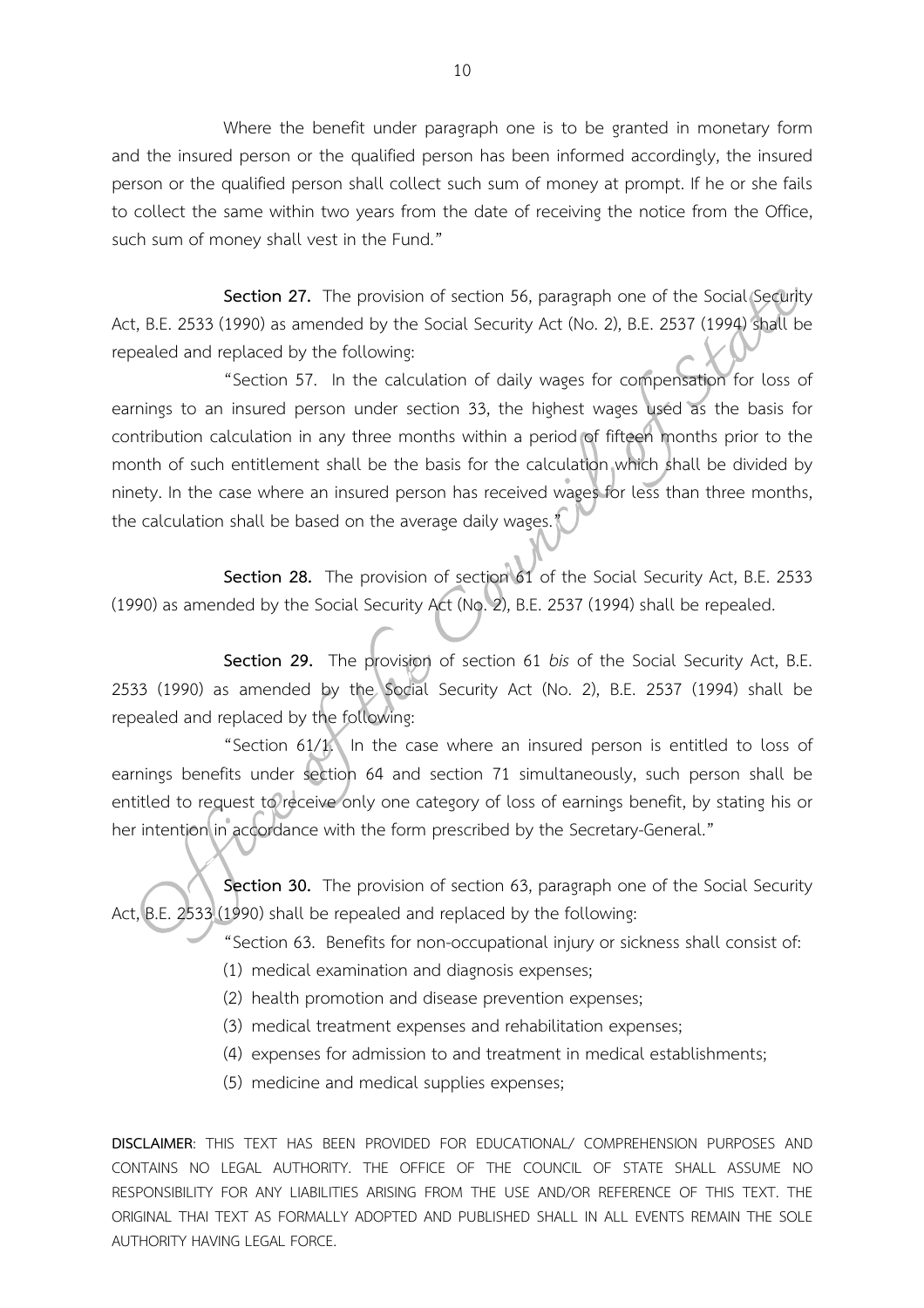Where the benefit under paragraph one is to be granted in monetary form and the insured person or the qualified person has been informed accordingly, the insured person or the qualified person shall collect such sum of money at prompt. If he or she fails to collect the same within two years from the date of receiving the notice from the Office, such sum of money shall vest in the Fund."

**Section 27.** The provision of section 56, paragraph one of the Social Security Act, B.E. 2533 (1990) as amended by the Social Security Act (No. 2), B.E. 2537 (1994) shall be repealed and replaced by the following:

"Section 57. In the calculation of daily wages for compensation for loss of earnings to an insured person under section 33, the highest wages used as the basis for contribution calculation in any three months within a period of fifteen months prior to the month of such entitlement shall be the basis for the calculation which shall be divided by ninety. In the case where an insured person has received wages for less than three months, the calculation shall be based on the average daily wages."

**Section 28.** The provision of section 61 of the Social Security Act, B.E. 2533 (1990) as amended by the Social Security Act (No. 2), B.E. 2537 (1994) shall be repealed.

**Section 29.** The provision of section 61 *bis* of the Social Security Act, B.E. 2533 (1990) as amended by the Social Security Act (No. 2), B.E. 2537 (1994) shall be repealed and replaced by the following:

"Section 61/1. In the case where an insured person is entitled to loss of earnings benefits under section 64 and section 71 simultaneously, such person shall be entitled to request to receive only one category of loss of earnings benefit, by stating his or her intention in accordance with the form prescribed by the Secretary-General."

**Section 30.** The provision of section 63, paragraph one of the Social Security Act, B.E. 2533 (1990) shall be repealed and replaced by the following:

"Section 63. Benefits for non-occupational injury or sickness shall consist of:

(1) medical examination and diagnosis expenses;

(2) health promotion and disease prevention expenses;

(3) medical treatment expenses and rehabilitation expenses;

(4) expenses for admission to and treatment in medical establishments;

(5) medicine and medical supplies expenses;

**DISCLAIMER**: THIS TEXT HAS BEEN PROVIDED FOR EDUCATIONAL/ COMPREHENSION PURPOSES AND CONTAINS NO LEGAL AUTHORITY. THE OFFICE OF THE COUNCIL OF STATE SHALL ASSUME NO RESPONSIBILITY FOR ANY LIABILITIES ARISING FROM THE USE AND/OR REFERENCE OF THIS TEXT. THE ORIGINAL THAI TEXT AS FORMALLY ADOPTED AND PUBLISHED SHALL IN ALL EVENTS REMAIN THE SOLE AUTHORITY HAVING LEGAL FORCE.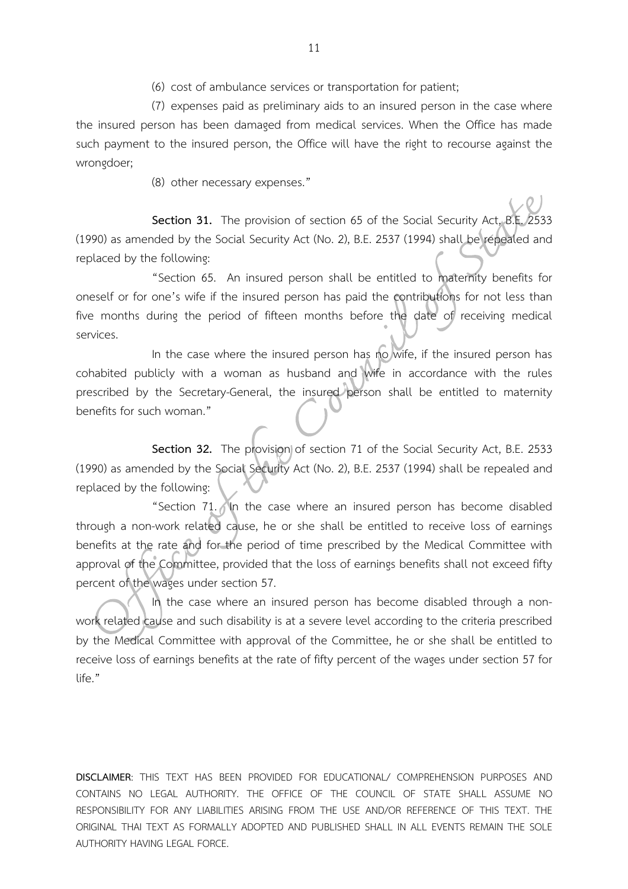(6) cost of ambulance services or transportation for patient;

(7) expenses paid as preliminary aids to an insured person in the case where the insured person has been damaged from medical services. When the Office has made such payment to the insured person, the Office will have the right to recourse against the wrongdoer;

(8) other necessary expenses."

**Section 31.** The provision of section 65 of the Social Security Act, B.E. 2533 (1990) as amended by the Social Security Act (No. 2), B.E. 2537 (1994) shall be repealed and replaced by the following:

"Section 65. An insured person shall be entitled to maternity benefits for oneself or for one's wife if the insured person has paid the contributions for not less than five months during the period of fifteen months before the date of receiving medical services.

In the case where the insured person has no wife, if the insured person has cohabited publicly with a woman as husband and wife in accordance with the rules prescribed by the Secretary-General, the insured person shall be entitled to maternity benefits for such woman."

**Section 32.** The provision of section 71 of the Social Security Act, B.E. 2533 (1990) as amended by the Social Security Act (No. 2), B.E. 2537 (1994) shall be repealed and replaced by the following:

"Section 71. In the case where an insured person has become disabled through a non-work related cause, he or she shall be entitled to receive loss of earnings benefits at the rate and for the period of time prescribed by the Medical Committee with approval of the Committee, provided that the loss of earnings benefits shall not exceed fifty percent of the wages under section 57.

In the case where an insured person has become disabled through a non-work related cause and such disability is at a severe level according to the criteria prescribed by the Medical Committee with approval of the Committee, he or she shall be entitled to receive loss of earnings benefits at the rate of fifty percent of the wages under section 57 for life."

**DISCLAIMER**: THIS TEXT HAS BEEN PROVIDED FOR EDUCATIONAL/ COMPREHENSION PURPOSES AND CONTAINS NO LEGAL AUTHORITY. THE OFFICE OF THE COUNCIL OF STATE SHALL ASSUME NO RESPONSIBILITY FOR ANY LIABILITIES ARISING FROM THE USE AND/OR REFERENCE OF THIS TEXT. THE ORIGINAL THAI TEXT AS FORMALLY ADOPTED AND PUBLISHED SHALL IN ALL EVENTS REMAIN THE SOLE AUTHORITY HAVING LEGAL FORCE.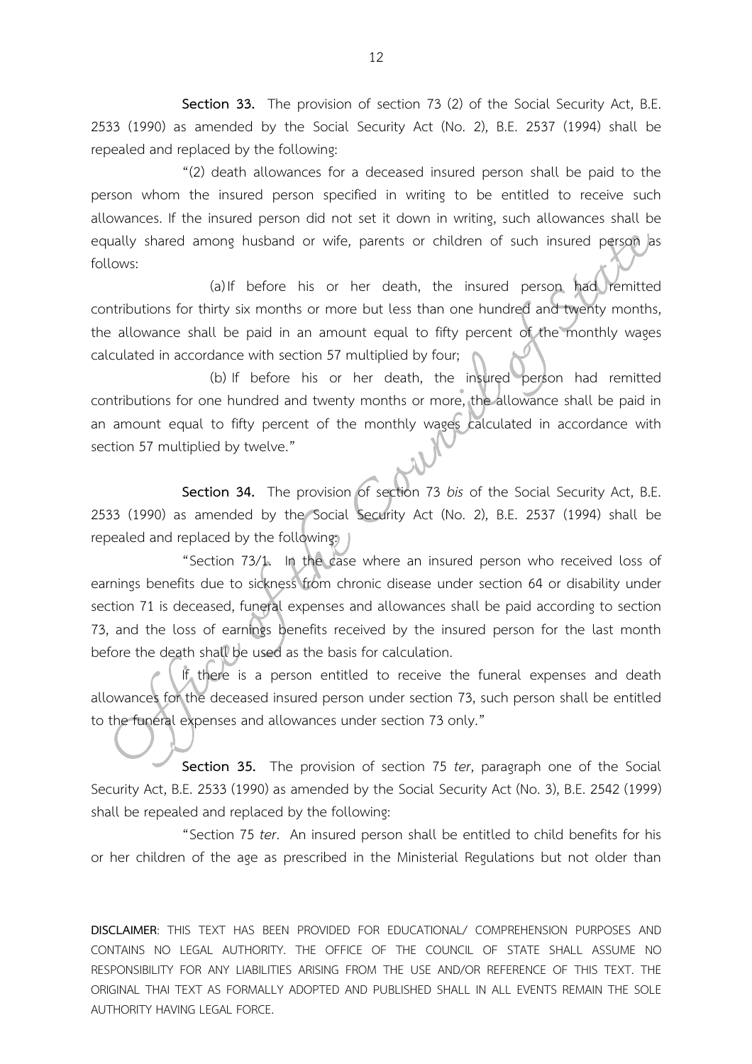**Section 33.** The provision of section 73 (2) of the Social Security Act, B.E. 2533 (1990) as amended by the Social Security Act (No. 2), B.E. 2537 (1994) shall be repealed and replaced by the following:

"(2) death allowances for a deceased insured person shall be paid to the person whom the insured person specified in writing to be entitled to receive such allowances. If the insured person did not set it down in writing, such allowances shall be equally shared among husband or wife, parents or children of such insured person as follows:

(a) If before his or her death, the insured person had remitted contributions for thirty six months or more but less than one hundred and twenty months, the allowance shall be paid in an amount equal to fifty percent of the monthly wages calculated in accordance with section 57 multiplied by four;

(b) If before his or her death, the insured person had remitted contributions for one hundred and twenty months or more, the allowance shall be paid in an amount equal to fifty percent of the monthly wages calculated in accordance with section 57 multiplied by twelve."

**Section 34.** The provision of section 73 *bis* of the Social Security Act, B.E. 2533 (1990) as amended by the Social Security Act (No. 2), B.E. 2537 (1994) shall be repealed and replaced by the following:

"Section 73/1. In the case where an insured person who received loss of earnings benefits due to sickness from chronic disease under section 64 or disability under section 71 is deceased, funeral expenses and allowances shall be paid according to section 73, and the loss of earnings benefits received by the insured person for the last month before the death shall be used as the basis for calculation.

If there is a person entitled to receive the funeral expenses and death allowances for the deceased insured person under section 73, such person shall be entitled to the funeral expenses and allowances under section 73 only."

**Section 35.** The provision of section 75 *ter*, paragraph one of the Social Security Act, B.E. 2533 (1990) as amended by the Social Security Act (No. 3), B.E. 2542 (1999) shall be repealed and replaced by the following:

"Section 75 *ter*. An insured person shall be entitled to child benefits for his or her children of the age as prescribed in the Ministerial Regulations but not older than

**DISCLAIMER**: THIS TEXT HAS BEEN PROVIDED FOR EDUCATIONAL/ COMPREHENSION PURPOSES AND CONTAINS NO LEGAL AUTHORITY. THE OFFICE OF THE COUNCIL OF STATE SHALL ASSUME NO RESPONSIBILITY FOR ANY LIABILITIES ARISING FROM THE USE AND/OR REFERENCE OF THIS TEXT. THE ORIGINAL THAI TEXT AS FORMALLY ADOPTED AND PUBLISHED SHALL IN ALL EVENTS REMAIN THE SOLE AUTHORITY HAVING LEGAL FORCE.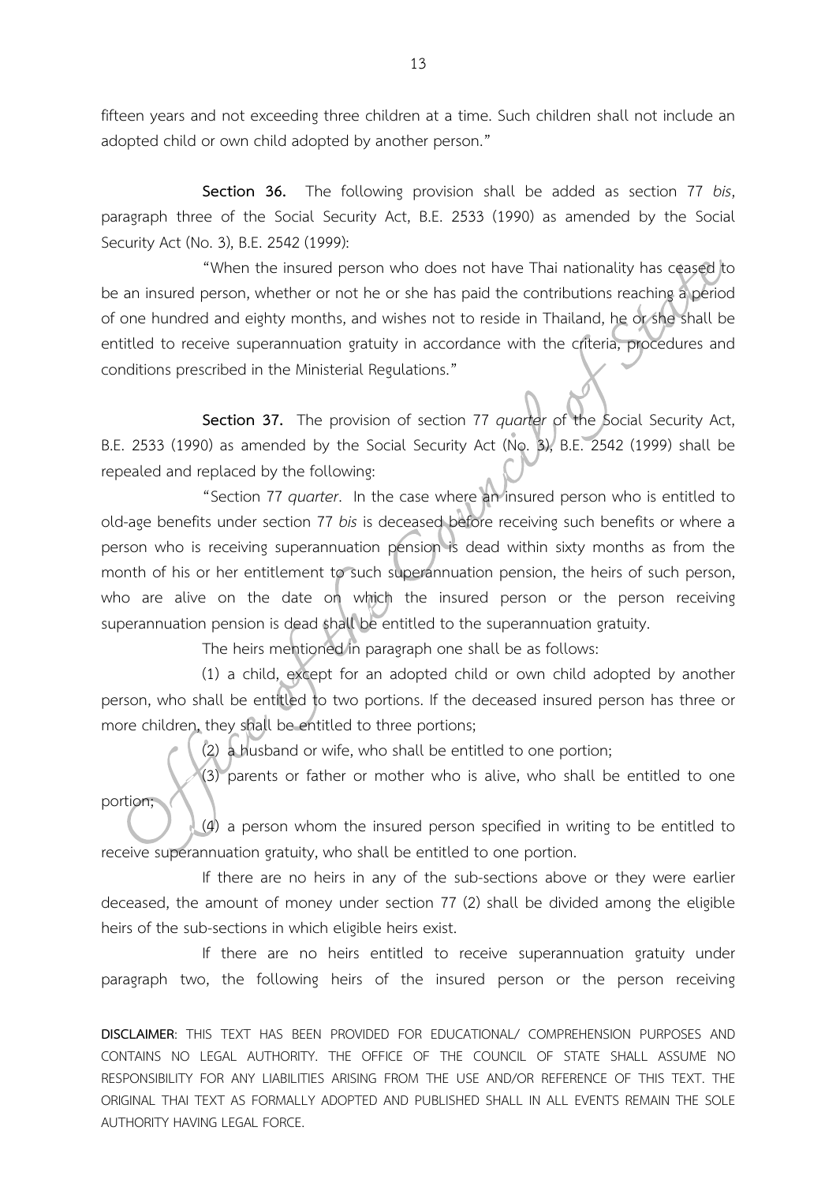fifteen years and not exceeding three children at a time. Such children shall not include an adopted child or own child adopted by another person."

**Section 36.** The following provision shall be added as section 77 *bis*, paragraph three of the Social Security Act, B.E. 2533 (1990) as amended by the Social Security Act (No. 3), B.E. 2542 (1999):

"When the insured person who does not have Thai nationality has ceased to be an insured person, whether or not he or she has paid the contributions reaching a period of one hundred and eighty months, and wishes not to reside in Thailand, he or she shall be entitled to receive superannuation gratuity in accordance with the criteria, procedures and conditions prescribed in the Ministerial Regulations."

**Section 37.** The provision of section 77 *quarter* of the Social Security Act, B.E. 2533 (1990) as amended by the Social Security Act (No. 3), B.E. 2542 (1999) shall be repealed and replaced by the following:

"Section 77 *quarter*. In the case where an insured person who is entitled to old-age benefits under section 77 *bis* is deceased before receiving such benefits or where a person who is receiving superannuation pension is dead within sixty months as from the month of his or her entitlement to such superannuation pension, the heirs of such person, who are alive on the date on which the insured person or the person receiving superannuation pension is dead shall be entitled to the superannuation gratuity.

The heirs mentioned in paragraph one shall be as follows:

(1) a child, except for an adopted child or own child adopted by another person, who shall be entitled to two portions. If the deceased insured person has three or more children, they shall be entitled to three portions;

(2) a husband or wife, who shall be entitled to one portion;

(3) parents or father or mother who is alive, who shall be entitled to one portion;

(4) a person whom the insured person specified in writing to be entitled to receive superannuation gratuity, who shall be entitled to one portion.

If there are no heirs in any of the sub-sections above or they were earlier deceased, the amount of money under section 77 (2) shall be divided among the eligible heirs of the sub-sections in which eligible heirs exist.

If there are no heirs entitled to receive superannuation gratuity under paragraph two, the following heirs of the insured person or the person receiving

**DISCLAIMER**: THIS TEXT HAS BEEN PROVIDED FOR EDUCATIONAL/ COMPREHENSION PURPOSES AND CONTAINS NO LEGAL AUTHORITY. THE OFFICE OF THE COUNCIL OF STATE SHALL ASSUME NO RESPONSIBILITY FOR ANY LIABILITIES ARISING FROM THE USE AND/OR REFERENCE OF THIS TEXT. THE ORIGINAL THAI TEXT AS FORMALLY ADOPTED AND PUBLISHED SHALL IN ALL EVENTS REMAIN THE SOLE AUTHORITY HAVING LEGAL FORCE.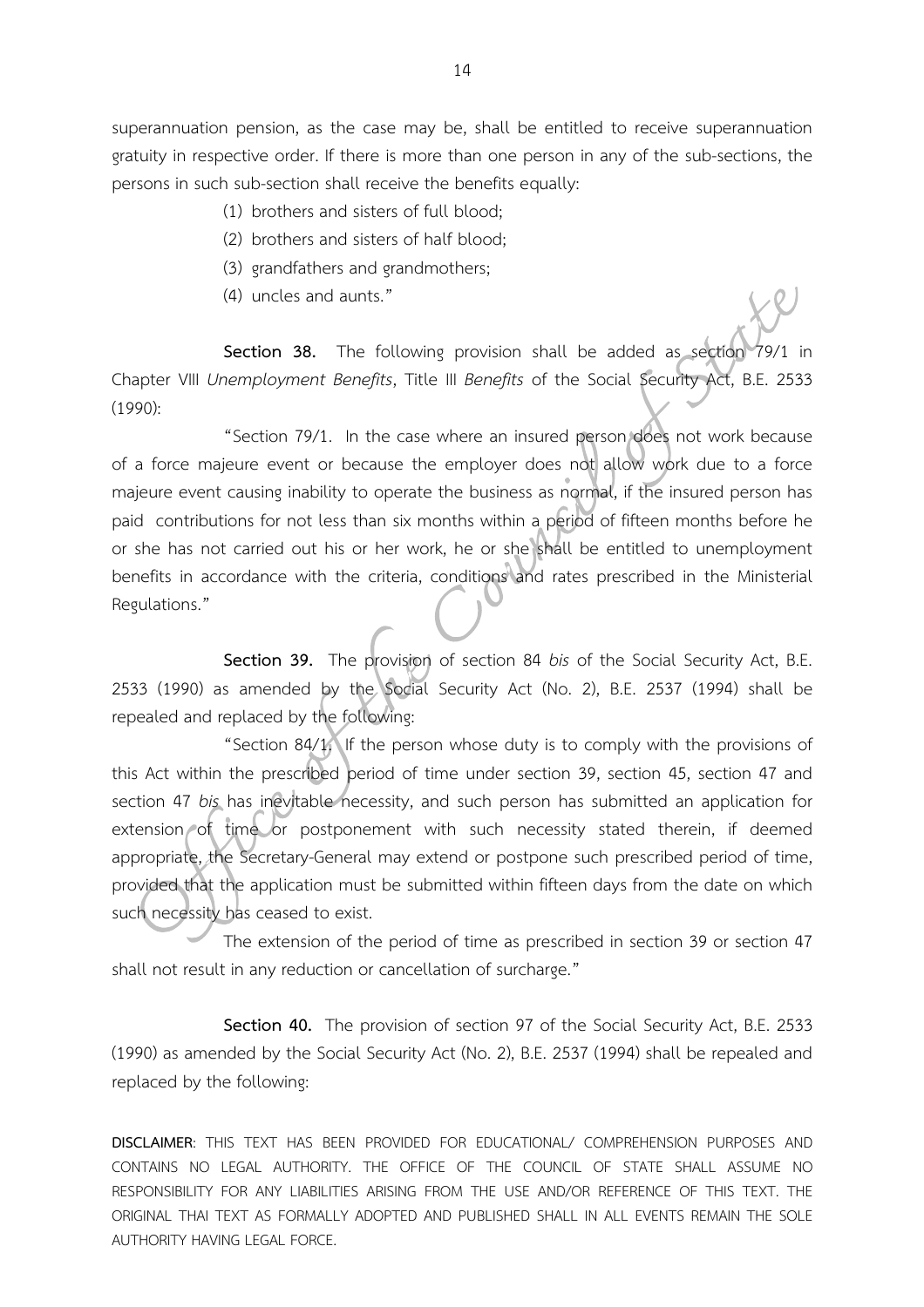superannuation pension, as the case may be, shall be entitled to receive superannuation gratuity in respective order. If there is more than one person in any of the sub-sections, the persons in such sub-section shall receive the benefits equally:

(1) brothers and sisters of full blood;

(2) brothers and sisters of half blood;

(3) grandfathers and grandmothers;

(4) uncles and aunts."

**Section 38.** The following provision shall be added as section 79/1 in Chapter VIII *Unemployment Benefits*, Title III *Benefits* of the Social Security Act, B.E. 2533 (1990):

"Section 79/1. In the case where an insured person does not work because of a force majeure event or because the employer does not allow work due to a force majeure event causing inability to operate the business as normal, if the insured person has paid contributions for not less than six months within a period of fifteen months before he or she has not carried out his or her work, he or she shall be entitled to unemployment benefits in accordance with the criteria, conditions and rates prescribed in the Ministerial Regulations."

**Section 39.** The provision of section 84 *bis* of the Social Security Act, B.E. 2533 (1990) as amended by the Social Security Act (No. 2), B.E. 2537 (1994) shall be repealed and replaced by the following:

"Section 84/1. If the person whose duty is to comply with the provisions of this Act within the prescribed period of time under section 39, section 45, section 47 and section 47 *bis* has inevitable necessity, and such person has submitted an application for extension of time or postponement with such necessity stated therein, if deemed appropriate, the Secretary-General may extend or postpone such prescribed period of time, provided that the application must be submitted within fifteen days from the date on which such necessity has ceased to exist.

The extension of the period of time as prescribed in section 39 or section 47 shall not result in any reduction or cancellation of surcharge."

**Section 40.** The provision of section 97 of the Social Security Act, B.E. 2533 (1990) as amended by the Social Security Act (No. 2), B.E. 2537 (1994) shall be repealed and replaced by the following:

**DISCLAIMER**: THIS TEXT HAS BEEN PROVIDED FOR EDUCATIONAL/ COMPREHENSION PURPOSES AND CONTAINS NO LEGAL AUTHORITY. THE OFFICE OF THE COUNCIL OF STATE SHALL ASSUME NO RESPONSIBILITY FOR ANY LIABILITIES ARISING FROM THE USE AND/OR REFERENCE OF THIS TEXT. THE ORIGINAL THAI TEXT AS FORMALLY ADOPTED AND PUBLISHED SHALL IN ALL EVENTS REMAIN THE SOLE AUTHORITY HAVING LEGAL FORCE.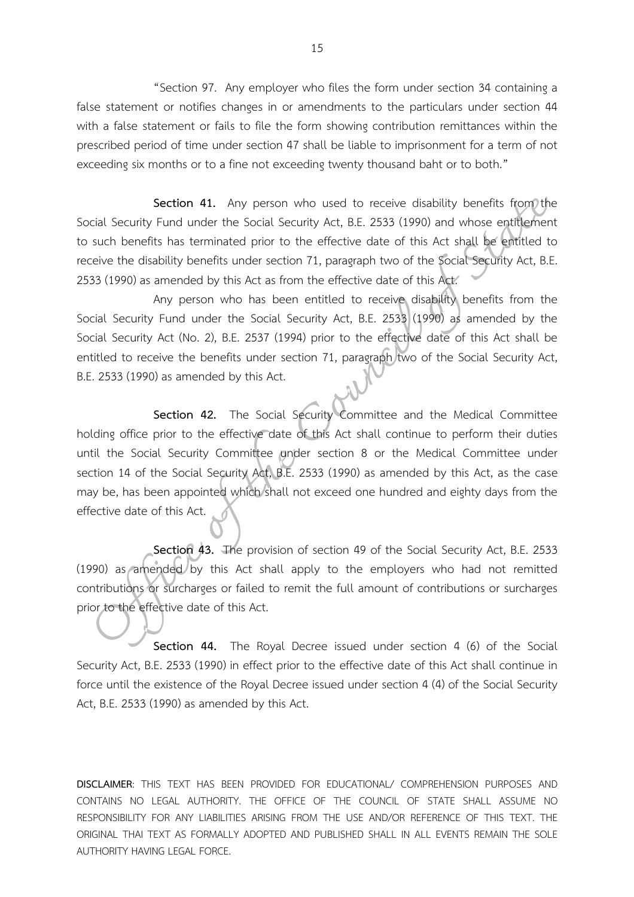"Section 97. Any employer who files the form under section 34 containing a false statement or notifies changes in or amendments to the particulars under section 44 with a false statement or fails to file the form showing contribution remittances within the prescribed period of time under section 47 shall be liable to imprisonment for a term of not exceeding six months or to a fine not exceeding twenty thousand baht or to both."

**Section 41.** Any person who used to receive disability benefits from the Social Security Fund under the Social Security Act, B.E. 2533 (1990) and whose entitlement to such benefits has terminated prior to the effective date of this Act shall be entitled to receive the disability benefits under section 71, paragraph two of the Social Security Act, B.E. 2533 (1990) as amended by this Act as from the effective date of this Act.

Any person who has been entitled to receive disability benefits from the Social Security Fund under the Social Security Act, B.E. 2533 (1990) as amended by the Social Security Act (No. 2), B.E. 2537 (1994) prior to the effective date of this Act shall be entitled to receive the benefits under section 71, paragraph two of the Social Security Act, B.E. 2533 (1990) as amended by this Act.

**Section 42.** The Social Security Committee and the Medical Committee holding office prior to the effective date of this Act shall continue to perform their duties until the Social Security Committee under section 8 or the Medical Committee under section 14 of the Social Security Act, B.E. 2533 (1990) as amended by this Act, as the case may be, has been appointed which shall not exceed one hundred and eighty days from the effective date of this Act.

**Section 43.** The provision of section 49 of the Social Security Act, B.E. 2533 (1990) as amended by this Act shall apply to the employers who had not remitted contributions or surcharges or failed to remit the full amount of contributions or surcharges prior to the effective date of this Act.

**Section 44.** The Royal Decree issued under section 4 (6) of the Social Security Act, B.E. 2533 (1990) in effect prior to the effective date of this Act shall continue in force until the existence of the Royal Decree issued under section 4 (4) of the Social Security Act, B.E. 2533 (1990) as amended by this Act.

**DISCLAIMER**: THIS TEXT HAS BEEN PROVIDED FOR EDUCATIONAL/ COMPREHENSION PURPOSES AND CONTAINS NO LEGAL AUTHORITY. THE OFFICE OF THE COUNCIL OF STATE SHALL ASSUME NO RESPONSIBILITY FOR ANY LIABILITIES ARISING FROM THE USE AND/OR REFERENCE OF THIS TEXT. THE ORIGINAL THAI TEXT AS FORMALLY ADOPTED AND PUBLISHED SHALL IN ALL EVENTS REMAIN THE SOLE AUTHORITY HAVING LEGAL FORCE.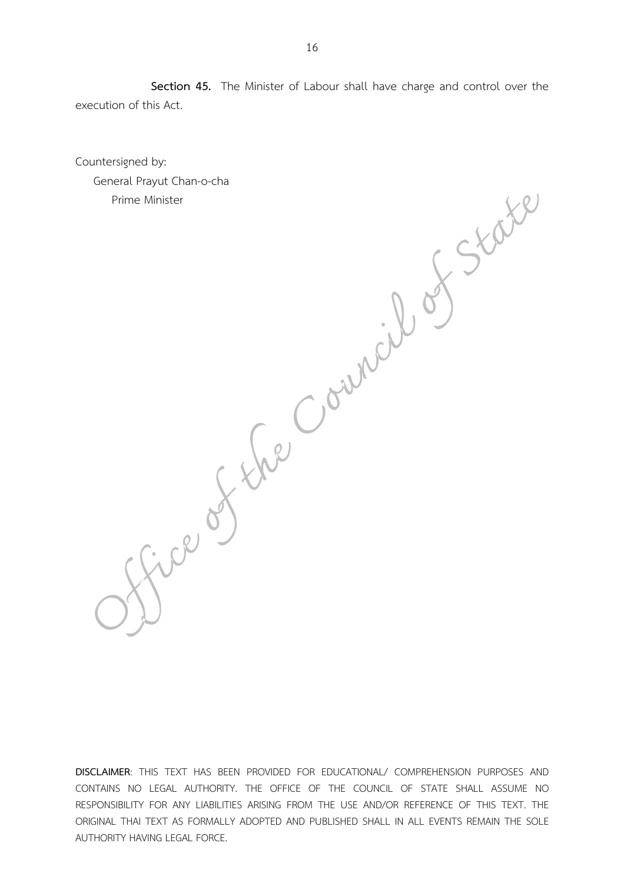**Section 45.** The Minister of Labour shall have charge and control over the execution of this Act.

Countersigned by:
General Prayut Chan-o-cha
Prime Minister

**DISCLAIMER**: THIS TEXT HAS BEEN PROVIDED FOR EDUCATIONAL/ COMPREHENSION PURPOSES AND CONTAINS NO LEGAL AUTHORITY. THE OFFICE OF THE COUNCIL OF STATE SHALL ASSUME NO RESPONSIBILITY FOR ANY LIABILITIES ARISING FROM THE USE AND/OR REFERENCE OF THIS TEXT. THE ORIGINAL THAI TEXT AS FORMALLY ADOPTED AND PUBLISHED SHALL IN ALL EVENTS REMAIN THE SOLE AUTHORITY HAVING LEGAL FORCE.